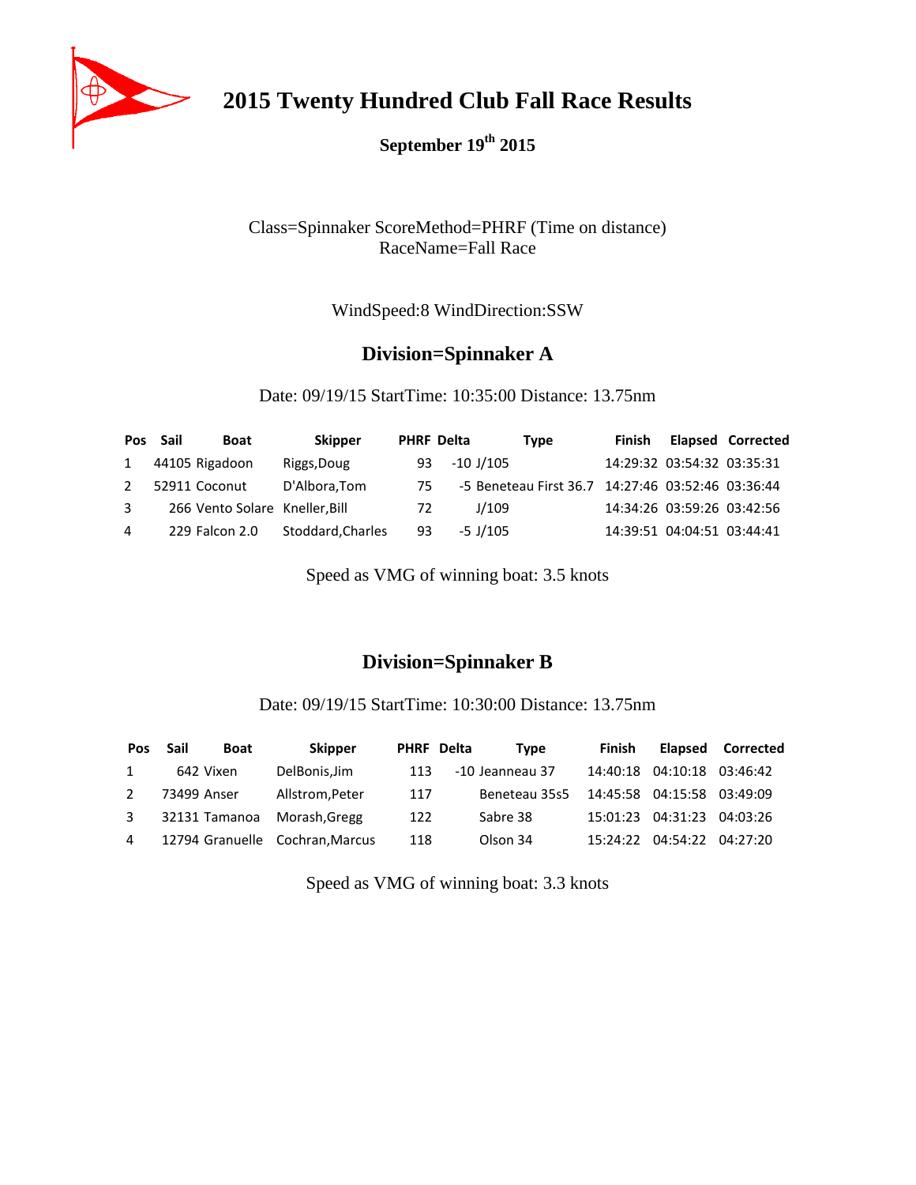# 2015 Twenty Hundred Club Fall Race Results

**September 19th 2015**

Class=Spinnaker ScoreMethod=PHRF (Time on distance)
RaceName=Fall Race

WindSpeed:8 WindDirection:SSW

## Division=Spinnaker A

Date: 09/19/15 StartTime: 10:35:00 Distance: 13.75nm

| Pos | Sail | Boat | Skipper | PHRF | Delta | Type | Finish | Elapsed | Corrected |
|---|---|---|---|---|---|---|---|---|---|
| 1 | 44105 | Rigadoon | Riggs,Doug | 93 | -10 | J/105 | 14:29:32 | 03:54:32 | 03:35:31 |
| 2 | 52911 | Coconut | D'Albora,Tom | 75 | -5 | Beneteau First 36.7 | 14:27:46 | 03:52:46 | 03:36:44 |
| 3 | 266 | Vento Solare | Kneller,Bill | 72 | | J/109 | 14:34:26 | 03:59:26 | 03:42:56 |
| 4 | 229 | Falcon 2.0 | Stoddard,Charles | 93 | -5 | J/105 | 14:39:51 | 04:04:51 | 03:44:41 |

Speed as VMG of winning boat: 3.5 knots

## Division=Spinnaker B

Date: 09/19/15 StartTime: 10:30:00 Distance: 13.75nm

| Pos | Sail | Boat | Skipper | PHRF | Delta | Type | Finish | Elapsed | Corrected |
|---|---|---|---|---|---|---|---|---|---|
| 1 | 642 | Vixen | DelBonis,Jim | 113 | -10 | Jeanneau 37 | 14:40:18 | 04:10:18 | 03:46:42 |
| 2 | 73499 | Anser | Allstrom,Peter | 117 | | Beneteau 35s5 | 14:45:58 | 04:15:58 | 03:49:09 |
| 3 | 32131 | Tamanoa | Morash,Gregg | 122 | | Sabre 38 | 15:01:23 | 04:31:23 | 04:03:26 |
| 4 | 12794 | Granuelle | Cochran,Marcus | 118 | | Olson 34 | 15:24:22 | 04:54:22 | 04:27:20 |

Speed as VMG of winning boat: 3.3 knots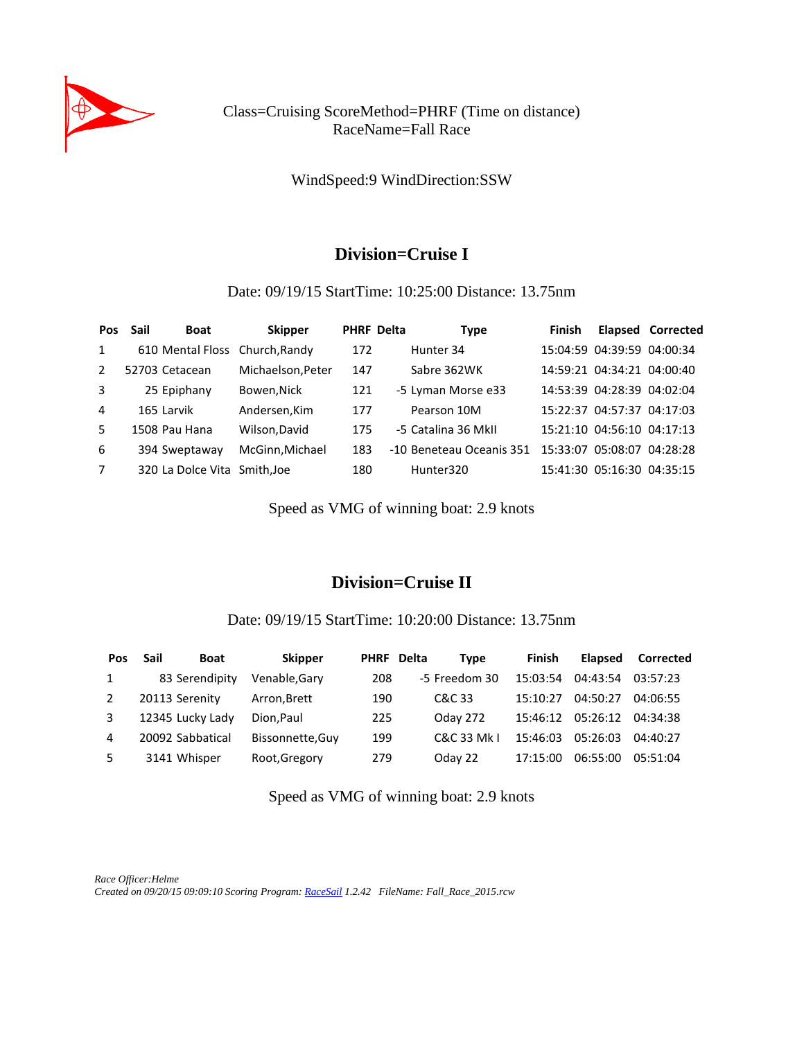Class=Cruising ScoreMethod=PHRF (Time on distance)
RaceName=Fall Race

WindSpeed:9 WindDirection:SSW

## Division=Cruise I

Date: 09/19/15 StartTime: 10:25:00 Distance: 13.75nm

| Pos | Sail | Boat | Skipper | PHRF | Delta | Type | Finish | Elapsed | Corrected |
|---|---|---|---|---|---|---|---|---|---|
| 1 | 610 | Mental Floss | Church,Randy | 172 | | Hunter 34 | 15:04:59 | 04:39:59 | 04:00:34 |
| 2 | 52703 | Cetacean | Michaelson,Peter | 147 | | Sabre 362WK | 14:59:21 | 04:34:21 | 04:00:40 |
| 3 | 25 | Epiphany | Bowen,Nick | 121 | -5 | Lyman Morse e33 | 14:53:39 | 04:28:39 | 04:02:04 |
| 4 | 165 | Larvik | Andersen,Kim | 177 | | Pearson 10M | 15:22:37 | 04:57:37 | 04:17:03 |
| 5 | 1508 | Pau Hana | Wilson,David | 175 | -5 | Catalina 36 MkII | 15:21:10 | 04:56:10 | 04:17:13 |
| 6 | 394 | Sweptaway | McGinn,Michael | 183 | -10 | Beneteau Oceanis 351 | 15:33:07 | 05:08:07 | 04:28:28 |
| 7 | 320 | La Dolce Vita | Smith,Joe | 180 | | Hunter320 | 15:41:30 | 05:16:30 | 04:35:15 |

Speed as VMG of winning boat: 2.9 knots

## Division=Cruise II

Date: 09/19/15 StartTime: 10:20:00 Distance: 13.75nm

| Pos | Sail | Boat | Skipper | PHRF | Delta | Type | Finish | Elapsed | Corrected |
|---|---|---|---|---|---|---|---|---|---|
| 1 | 83 | Serendipity | Venable,Gary | 208 | -5 | Freedom 30 | 15:03:54 | 04:43:54 | 03:57:23 |
| 2 | 20113 | Serenity | Arron,Brett | 190 | | C&C 33 | 15:10:27 | 04:50:27 | 04:06:55 |
| 3 | 12345 | Lucky Lady | Dion,Paul | 225 | | Oday 272 | 15:46:12 | 05:26:12 | 04:34:38 |
| 4 | 20092 | Sabbatical | Bissonnette,Guy | 199 | | C&C 33 Mk I | 15:46:03 | 05:26:03 | 04:40:27 |
| 5 | 3141 | Whisper | Root,Gregory | 279 | | Oday 22 | 17:15:00 | 06:55:00 | 05:51:04 |

Speed as VMG of winning boat: 2.9 knots

*Race Officer:Helme*
*Created on 09/20/15 09:09:10 Scoring Program: RaceSail 1.2.42 FileName: Fall_Race_2015.rcw*